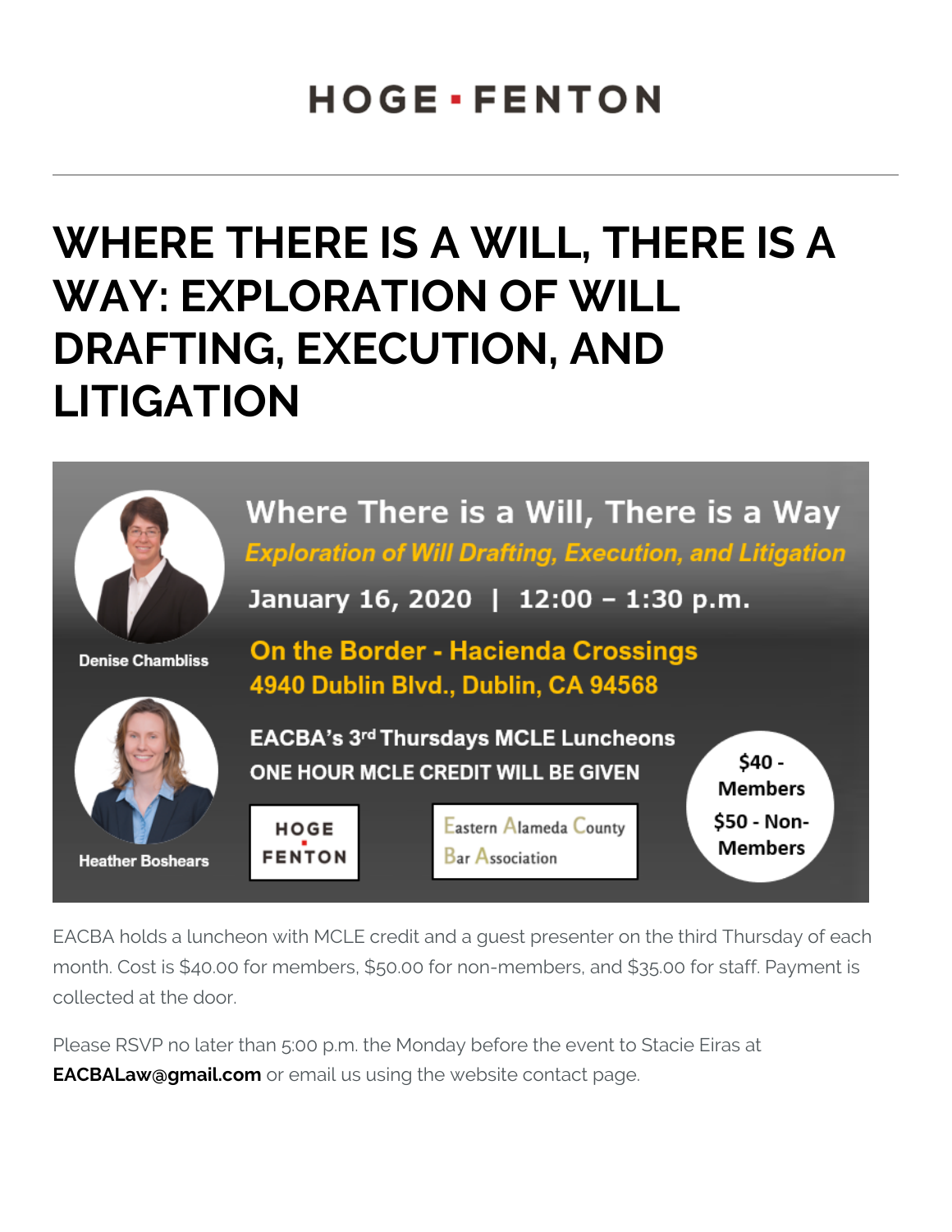HOGE ▪ FENTON

# WHERE THERE IS A WILL, THERE IS A WAY: EXPLORATION OF WILL DRAFTING, EXECUTION, AND LITIGATION

## Where There is a Will, There is a Way

***Exploration of Will Drafting, Execution, and Litigation***

**January 16, 2020 | 12:00 – 1:30 p.m.**

**On the Border - Hacienda Crossings**
**4940 Dublin Blvd., Dublin, CA 94568**

**EACBA's 3rd Thursdays MCLE Luncheons**
**ONE HOUR MCLE CREDIT WILL BE GIVEN**

**$40 - Members**
**$50 - Non-Members**

Denise Chambliss

Heather Boshears

HOGE FENTON

Eastern Alameda County Bar Association

EACBA holds a luncheon with MCLE credit and a guest presenter on the third Thursday of each month. Cost is $40.00 for members, $50.00 for non-members, and $35.00 for staff. Payment is collected at the door.

Please RSVP no later than 5:00 p.m. the Monday before the event to Stacie Eiras at **EACBALaw@gmail.com** or email us using the website contact page.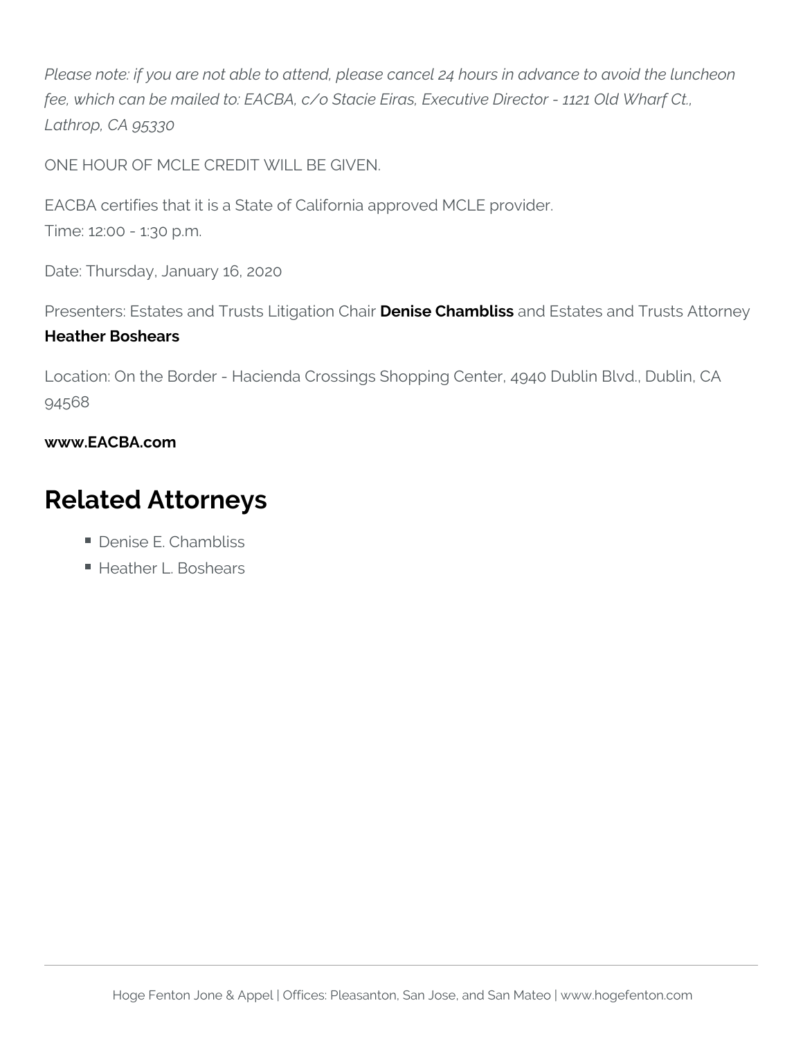*Please note: if you are not able to attend, please cancel 24 hours in advance to avoid the luncheon fee, which can be mailed to: EACBA, c/o Stacie Eiras, Executive Director - 1121 Old Wharf Ct., Lathrop, CA 95330*

ONE HOUR OF MCLE CREDIT WILL BE GIVEN.

EACBA certifies that it is a State of California approved MCLE provider.
Time: 12:00 - 1:30 p.m.

Date: Thursday, January 16, 2020

Presenters: Estates and Trusts Litigation Chair **Denise Chambliss** and Estates and Trusts Attorney **Heather Boshears**

Location: On the Border - Hacienda Crossings Shopping Center, 4940 Dublin Blvd., Dublin, CA 94568

**www.EACBA.com**

## Related Attorneys

- Denise E. Chambliss
- Heather L. Boshears